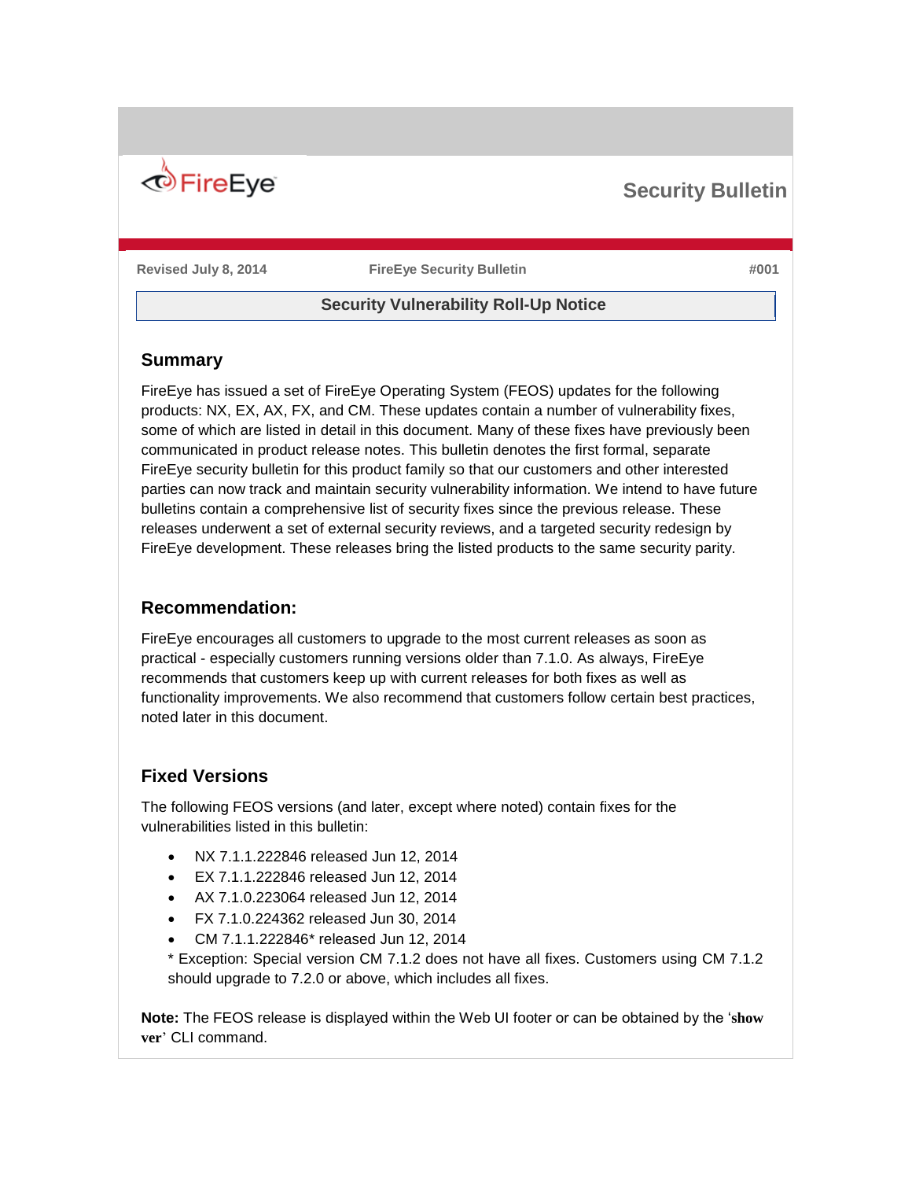FireEye

# Security Bulletin

Revised July 8, 2014 | FireEye Security Bulletin | #001

## Security Vulnerability Roll-Up Notice

### Summary

FireEye has issued a set of FireEye Operating System (FEOS) updates for the following products: NX, EX, AX, FX, and CM. These updates contain a number of vulnerability fixes, some of which are listed in detail in this document. Many of these fixes have previously been communicated in product release notes. This bulletin denotes the first formal, separate FireEye security bulletin for this product family so that our customers and other interested parties can now track and maintain security vulnerability information. We intend to have future bulletins contain a comprehensive list of security fixes since the previous release. These releases underwent a set of external security reviews, and a targeted security redesign by FireEye development. These releases bring the listed products to the same security parity.

### Recommendation:

FireEye encourages all customers to upgrade to the most current releases as soon as practical - especially customers running versions older than 7.1.0. As always, FireEye recommends that customers keep up with current releases for both fixes as well as functionality improvements. We also recommend that customers follow certain best practices, noted later in this document.

### Fixed Versions

The following FEOS versions (and later, except where noted) contain fixes for the vulnerabilities listed in this bulletin:

- NX 7.1.1.222846 released Jun 12, 2014
- EX 7.1.1.222846 released Jun 12, 2014
- AX 7.1.0.223064 released Jun 12, 2014
- FX 7.1.0.224362 released Jun 30, 2014
- CM 7.1.1.222846* released Jun 12, 2014

  * Exception: Special version CM 7.1.2 does not have all fixes. Customers using CM 7.1.2 should upgrade to 7.2.0 or above, which includes all fixes.

**Note:** The FEOS release is displayed within the Web UI footer or can be obtained by the '**show ver**' CLI command.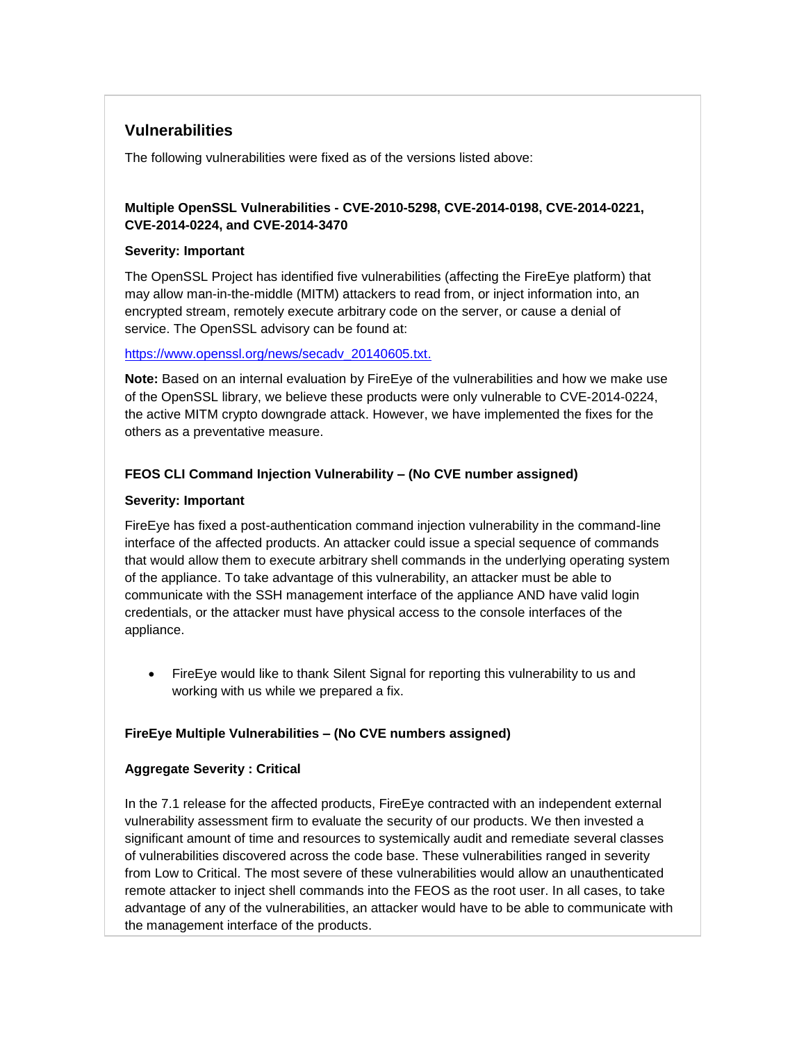## Vulnerabilities

The following vulnerabilities were fixed as of the versions listed above:

**Multiple OpenSSL Vulnerabilities - CVE-2010-5298, CVE-2014-0198, CVE-2014-0221, CVE-2014-0224, and CVE-2014-3470**

**Severity: Important**

The OpenSSL Project has identified five vulnerabilities (affecting the FireEye platform) that may allow man-in-the-middle (MITM) attackers to read from, or inject information into, an encrypted stream, remotely execute arbitrary code on the server, or cause a denial of service. The OpenSSL advisory can be found at:

[https://www.openssl.org/news/secadv_20140605.txt.](https://www.openssl.org/news/secadv_20140605.txt)

**Note:** Based on an internal evaluation by FireEye of the vulnerabilities and how we make use of the OpenSSL library, we believe these products were only vulnerable to CVE-2014-0224, the active MITM crypto downgrade attack. However, we have implemented the fixes for the others as a preventative measure.

**FEOS CLI Command Injection Vulnerability – (No CVE number assigned)**

**Severity: Important**

FireEye has fixed a post-authentication command injection vulnerability in the command-line interface of the affected products. An attacker could issue a special sequence of commands that would allow them to execute arbitrary shell commands in the underlying operating system of the appliance. To take advantage of this vulnerability, an attacker must be able to communicate with the SSH management interface of the appliance AND have valid login credentials, or the attacker must have physical access to the console interfaces of the appliance.

- FireEye would like to thank Silent Signal for reporting this vulnerability to us and working with us while we prepared a fix.

**FireEye Multiple Vulnerabilities – (No CVE numbers assigned)**

**Aggregate Severity : Critical**

In the 7.1 release for the affected products, FireEye contracted with an independent external vulnerability assessment firm to evaluate the security of our products. We then invested a significant amount of time and resources to systemically audit and remediate several classes of vulnerabilities discovered across the code base. These vulnerabilities ranged in severity from Low to Critical. The most severe of these vulnerabilities would allow an unauthenticated remote attacker to inject shell commands into the FEOS as the root user. In all cases, to take advantage of any of the vulnerabilities, an attacker would have to be able to communicate with the management interface of the products.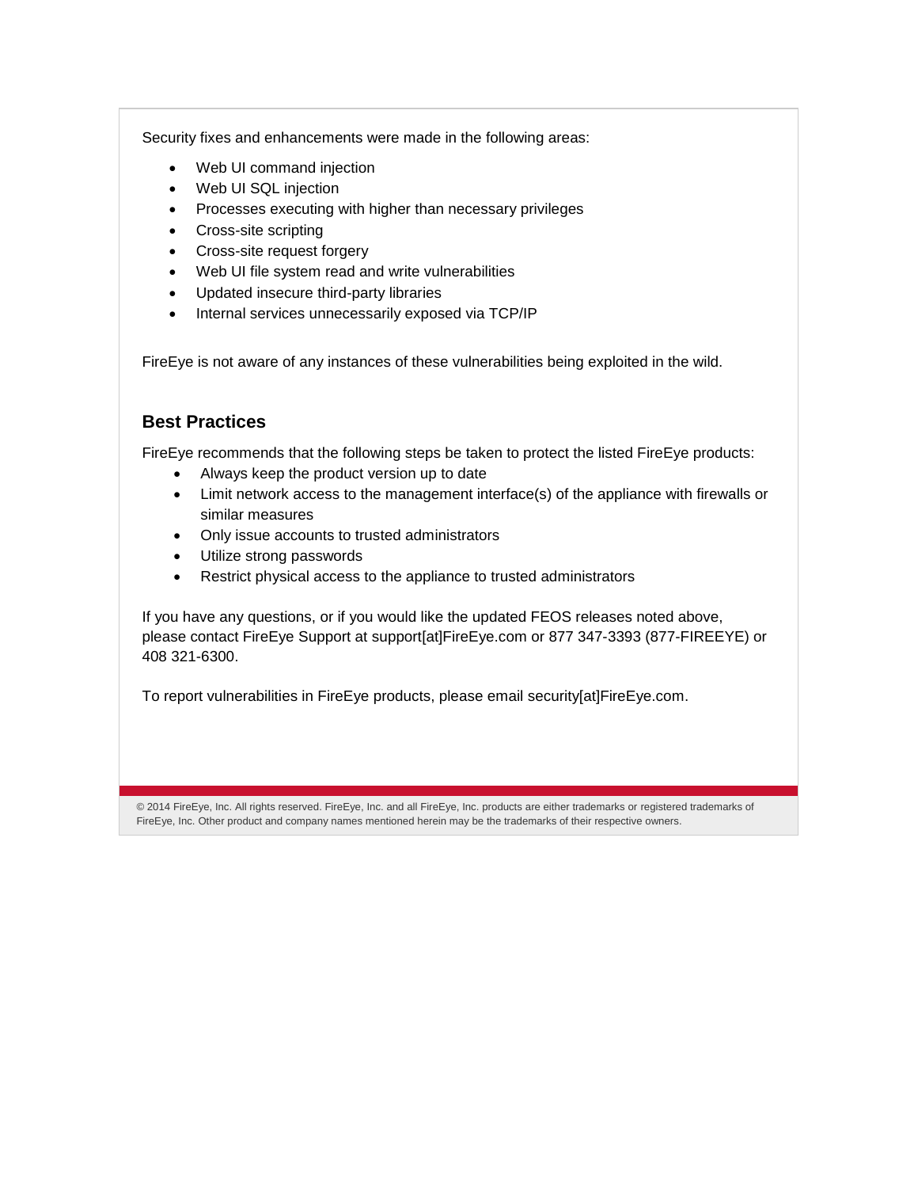Security fixes and enhancements were made in the following areas:

- Web UI command injection
- Web UI SQL injection
- Processes executing with higher than necessary privileges
- Cross-site scripting
- Cross-site request forgery
- Web UI file system read and write vulnerabilities
- Updated insecure third-party libraries
- Internal services unnecessarily exposed via TCP/IP

FireEye is not aware of any instances of these vulnerabilities being exploited in the wild.

### Best Practices

FireEye recommends that the following steps be taken to protect the listed FireEye products:

- Always keep the product version up to date
- Limit network access to the management interface(s) of the appliance with firewalls or similar measures
- Only issue accounts to trusted administrators
- Utilize strong passwords
- Restrict physical access to the appliance to trusted administrators

If you have any questions, or if you would like the updated FEOS releases noted above, please contact FireEye Support at support[at]FireEye.com or 877 347-3393 (877-FIREEYE) or 408 321-6300.

To report vulnerabilities in FireEye products, please email security[at]FireEye.com.

© 2014 FireEye, Inc. All rights reserved. FireEye, Inc. and all FireEye, Inc. products are either trademarks or registered trademarks of FireEye, Inc. Other product and company names mentioned herein may be the trademarks of their respective owners.